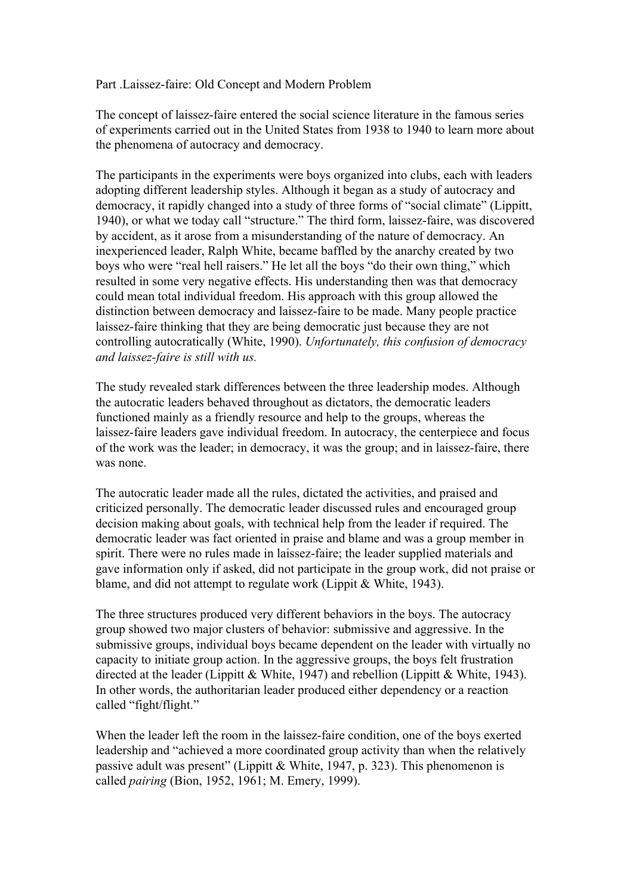# Part .Laissez-faire: Old Concept and Modern Problem

The concept of laissez-faire entered the social science literature in the famous series of experiments carried out in the United States from 1938 to 1940 to learn more about the phenomena of autocracy and democracy.

The participants in the experiments were boys organized into clubs, each with leaders adopting different leadership styles. Although it began as a study of autocracy and democracy, it rapidly changed into a study of three forms of "social climate" (Lippitt, 1940), or what we today call "structure." The third form, laissez-faire, was discovered by accident, as it arose from a misunderstanding of the nature of democracy. An inexperienced leader, Ralph White, became baffled by the anarchy created by two boys who were "real hell raisers." He let all the boys "do their own thing," which resulted in some very negative effects. His understanding then was that democracy could mean total individual freedom. His approach with this group allowed the distinction between democracy and laissez-faire to be made. Many people practice laissez-faire thinking that they are being democratic just because they are not controlling autocratically (White, 1990). *Unfortunately, this confusion of democracy and laissez-faire is still with us.*

The study revealed stark differences between the three leadership modes. Although the autocratic leaders behaved throughout as dictators, the democratic leaders functioned mainly as a friendly resource and help to the groups, whereas the laissez-faire leaders gave individual freedom. In autocracy, the centerpiece and focus of the work was the leader; in democracy, it was the group; and in laissez-faire, there was none.

The autocratic leader made all the rules, dictated the activities, and praised and criticized personally. The democratic leader discussed rules and encouraged group decision making about goals, with technical help from the leader if required. The democratic leader was fact oriented in praise and blame and was a group member in spirit. There were no rules made in laissez-faire; the leader supplied materials and gave information only if asked, did not participate in the group work, did not praise or blame, and did not attempt to regulate work (Lippit & White, 1943).

The three structures produced very different behaviors in the boys. The autocracy group showed two major clusters of behavior: submissive and aggressive. In the submissive groups, individual boys became dependent on the leader with virtually no capacity to initiate group action. In the aggressive groups, the boys felt frustration directed at the leader (Lippitt & White, 1947) and rebellion (Lippitt & White, 1943). In other words, the authoritarian leader produced either dependency or a reaction called "fight/flight."

When the leader left the room in the laissez-faire condition, one of the boys exerted leadership and "achieved a more coordinated group activity than when the relatively passive adult was present" (Lippitt & White, 1947, p. 323). This phenomenon is called *pairing* (Bion, 1952, 1961; M. Emery, 1999).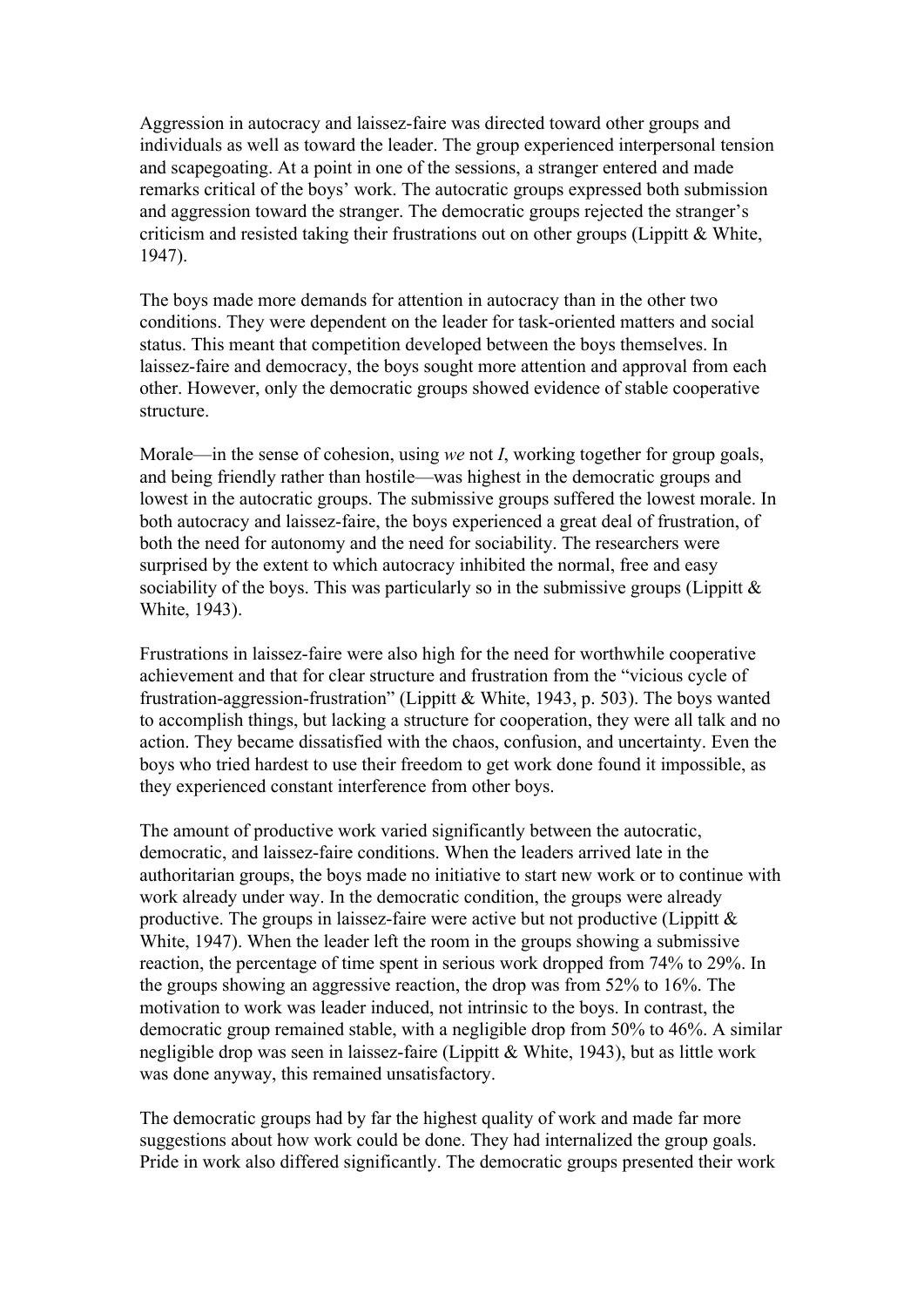Aggression in autocracy and laissez-faire was directed toward other groups and individuals as well as toward the leader. The group experienced interpersonal tension and scapegoating. At a point in one of the sessions, a stranger entered and made remarks critical of the boys' work. The autocratic groups expressed both submission and aggression toward the stranger. The democratic groups rejected the stranger's criticism and resisted taking their frustrations out on other groups (Lippitt & White, 1947).

The boys made more demands for attention in autocracy than in the other two conditions. They were dependent on the leader for task-oriented matters and social status. This meant that competition developed between the boys themselves. In laissez-faire and democracy, the boys sought more attention and approval from each other. However, only the democratic groups showed evidence of stable cooperative structure.

Morale—in the sense of cohesion, using *we* not *I*, working together for group goals, and being friendly rather than hostile—was highest in the democratic groups and lowest in the autocratic groups. The submissive groups suffered the lowest morale. In both autocracy and laissez-faire, the boys experienced a great deal of frustration, of both the need for autonomy and the need for sociability. The researchers were surprised by the extent to which autocracy inhibited the normal, free and easy sociability of the boys. This was particularly so in the submissive groups (Lippitt & White, 1943).

Frustrations in laissez-faire were also high for the need for worthwhile cooperative achievement and that for clear structure and frustration from the "vicious cycle of frustration-aggression-frustration" (Lippitt & White, 1943, p. 503). The boys wanted to accomplish things, but lacking a structure for cooperation, they were all talk and no action. They became dissatisfied with the chaos, confusion, and uncertainty. Even the boys who tried hardest to use their freedom to get work done found it impossible, as they experienced constant interference from other boys.

The amount of productive work varied significantly between the autocratic, democratic, and laissez-faire conditions. When the leaders arrived late in the authoritarian groups, the boys made no initiative to start new work or to continue with work already under way. In the democratic condition, the groups were already productive. The groups in laissez-faire were active but not productive (Lippitt & White, 1947). When the leader left the room in the groups showing a submissive reaction, the percentage of time spent in serious work dropped from 74% to 29%. In the groups showing an aggressive reaction, the drop was from 52% to 16%. The motivation to work was leader induced, not intrinsic to the boys. In contrast, the democratic group remained stable, with a negligible drop from 50% to 46%. A similar negligible drop was seen in laissez-faire (Lippitt & White, 1943), but as little work was done anyway, this remained unsatisfactory.

The democratic groups had by far the highest quality of work and made far more suggestions about how work could be done. They had internalized the group goals. Pride in work also differed significantly. The democratic groups presented their work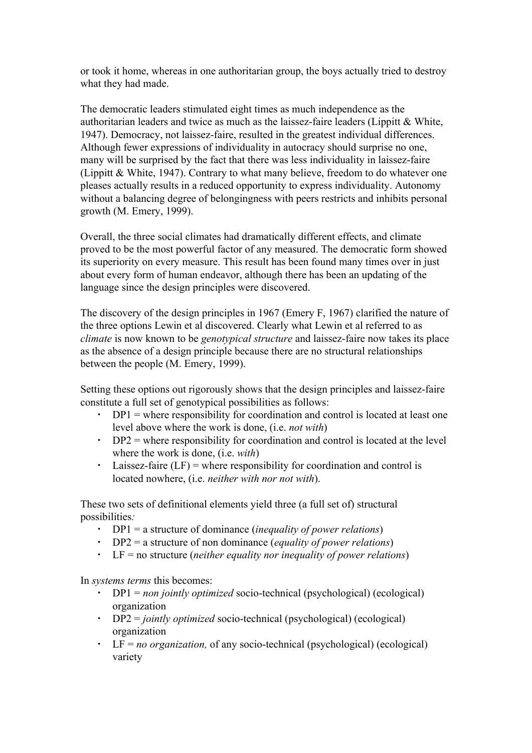or took it home, whereas in one authoritarian group, the boys actually tried to destroy what they had made.

The democratic leaders stimulated eight times as much independence as the authoritarian leaders and twice as much as the laissez-faire leaders (Lippitt & White, 1947). Democracy, not laissez-faire, resulted in the greatest individual differences. Although fewer expressions of individuality in autocracy should surprise no one, many will be surprised by the fact that there was less individuality in laissez-faire (Lippitt & White, 1947). Contrary to what many believe, freedom to do whatever one pleases actually results in a reduced opportunity to express individuality. Autonomy without a balancing degree of belongingness with peers restricts and inhibits personal growth (M. Emery, 1999).

Overall, the three social climates had dramatically different effects, and climate proved to be the most powerful factor of any measured. The democratic form showed its superiority on every measure. This result has been found many times over in just about every form of human endeavor, although there has been an updating of the language since the design principles were discovered.

The discovery of the design principles in 1967 (Emery F, 1967) clarified the nature of the three options Lewin et al discovered. Clearly what Lewin et al referred to as *climate* is now known to be *genotypical structure* and laissez-faire now takes its place as the absence of a design principle because there are no structural relationships between the people (M. Emery, 1999).

Setting these options out rigorously shows that the design principles and laissez-faire constitute a full set of genotypical possibilities as follows:

- DP1 = where responsibility for coordination and control is located at least one level above where the work is done, (i.e. *not with*)
- DP2 = where responsibility for coordination and control is located at the level where the work is done, (i.e. *with*)
- Laissez-faire (LF) = where responsibility for coordination and control is located nowhere, (i.e. *neither with nor not with*).

These two sets of definitional elements yield three (a full set of) structural possibilities*:*

- DP1 = a structure of dominance (*inequality of power relations*)
- DP2 = a structure of non dominance (*equality of power relations*)
- LF = no structure (*neither equality nor inequality of power relations*)

In *systems terms* this becomes:

- DP1 = *non jointly optimized* socio-technical (psychological) (ecological) organization
- DP2 = *jointly optimized* socio-technical (psychological) (ecological) organization
- LF = *no organization,* of any socio-technical (psychological) (ecological) variety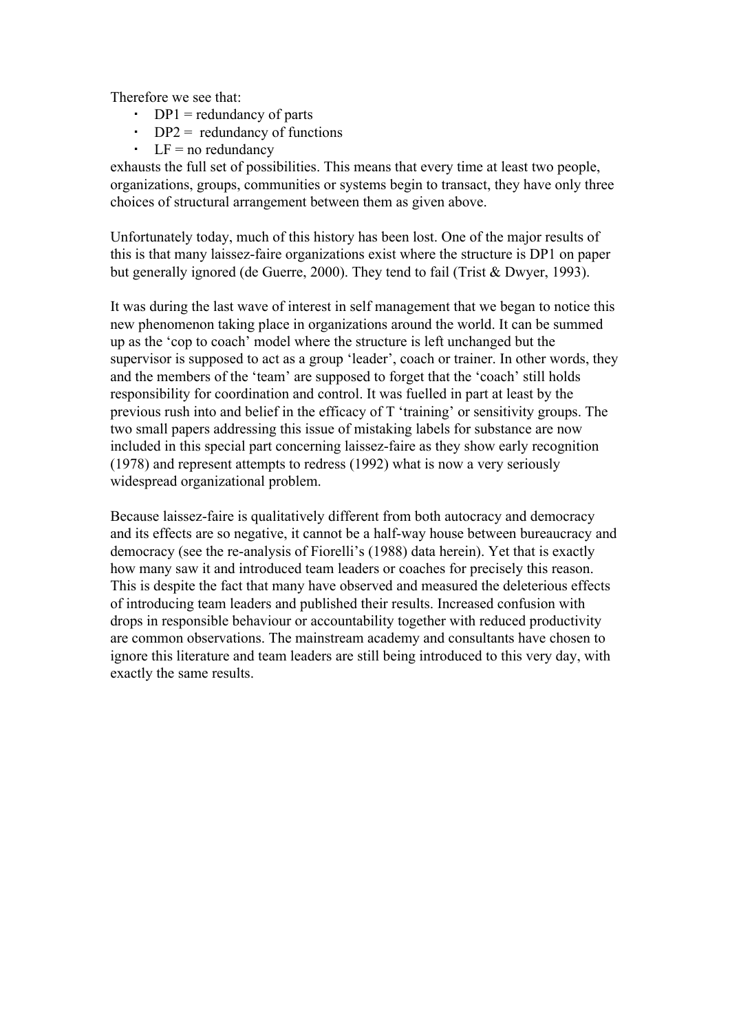Therefore we see that:

- DP1 = redundancy of parts
- DP2 = redundancy of functions
- LF = no redundancy

exhausts the full set of possibilities. This means that every time at least two people, organizations, groups, communities or systems begin to transact, they have only three choices of structural arrangement between them as given above.

Unfortunately today, much of this history has been lost. One of the major results of this is that many laissez-faire organizations exist where the structure is DP1 on paper but generally ignored (de Guerre, 2000). They tend to fail (Trist & Dwyer, 1993).

It was during the last wave of interest in self management that we began to notice this new phenomenon taking place in organizations around the world. It can be summed up as the 'cop to coach' model where the structure is left unchanged but the supervisor is supposed to act as a group 'leader', coach or trainer. In other words, they and the members of the 'team' are supposed to forget that the 'coach' still holds responsibility for coordination and control. It was fuelled in part at least by the previous rush into and belief in the efficacy of T 'training' or sensitivity groups. The two small papers addressing this issue of mistaking labels for substance are now included in this special part concerning laissez-faire as they show early recognition (1978) and represent attempts to redress (1992) what is now a very seriously widespread organizational problem.

Because laissez-faire is qualitatively different from both autocracy and democracy and its effects are so negative, it cannot be a half-way house between bureaucracy and democracy (see the re-analysis of Fiorelli's (1988) data herein). Yet that is exactly how many saw it and introduced team leaders or coaches for precisely this reason. This is despite the fact that many have observed and measured the deleterious effects of introducing team leaders and published their results. Increased confusion with drops in responsible behaviour or accountability together with reduced productivity are common observations. The mainstream academy and consultants have chosen to ignore this literature and team leaders are still being introduced to this very day, with exactly the same results.